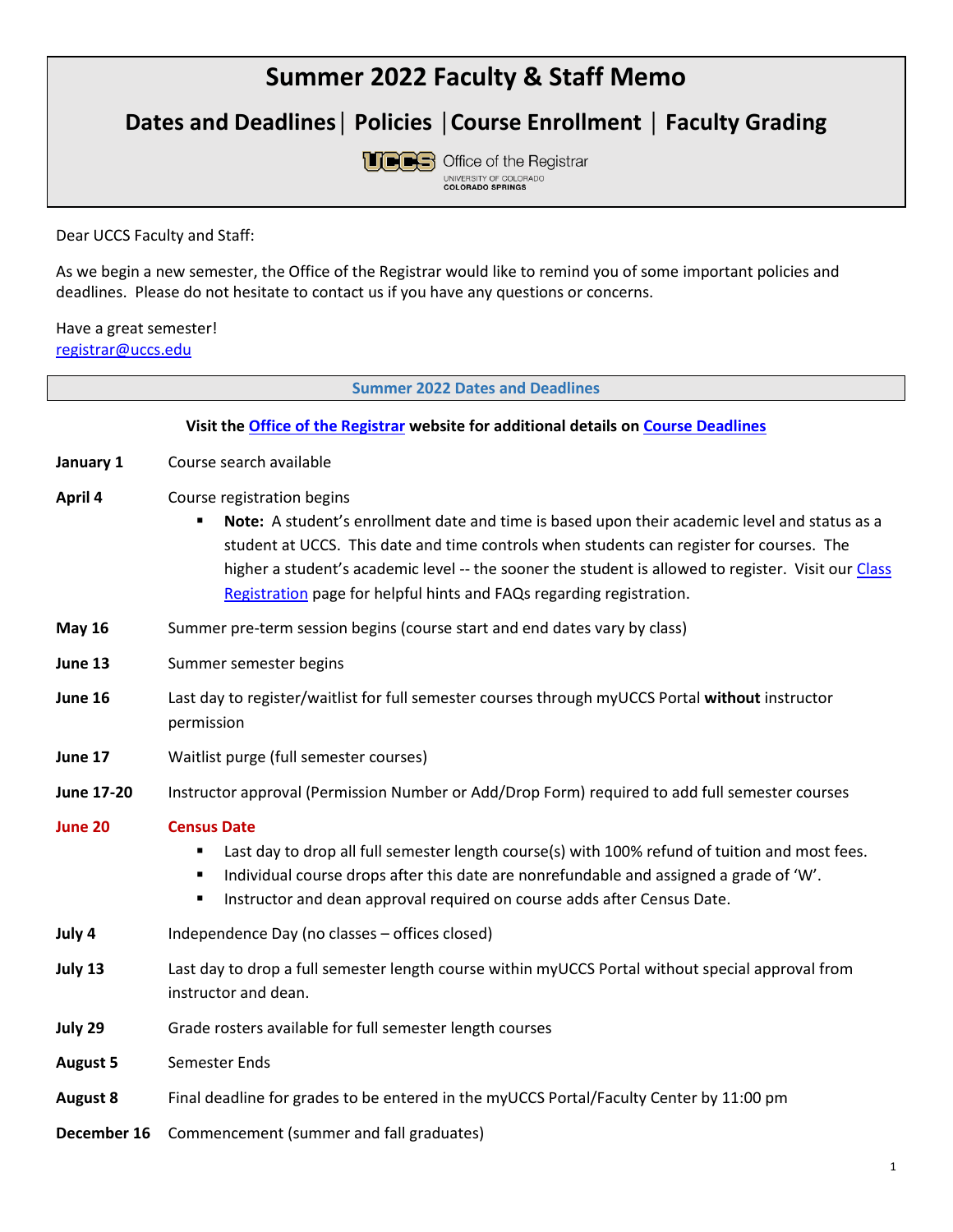# Summer 2022 Faculty & Staff Memo

## Dates and Deadlines | Policies | Course Enrollment | Faculty Grading

UCCS Office of the Registrar
UNIVERSITY OF COLORADO COLORADO SPRINGS

Dear UCCS Faculty and Staff:

As we begin a new semester, the Office of the Registrar would like to remind you of some important policies and deadlines. Please do not hesitate to contact us if you have any questions or concerns.

Have a great semester!
registrar@uccs.edu

## Summer 2022 Dates and Deadlines

**Visit the Office of the Registrar website for additional details on Course Deadlines**

**January 1** Course search available

**April 4** Course registration begins

- **Note:** A student's enrollment date and time is based upon their academic level and status as a student at UCCS. This date and time controls when students can register for courses. The higher a student's academic level -- the sooner the student is allowed to register. Visit our Class Registration page for helpful hints and FAQs regarding registration.

**May 16** Summer pre-term session begins (course start and end dates vary by class)

**June 13** Summer semester begins

**June 16** Last day to register/waitlist for full semester courses through myUCCS Portal **without** instructor permission

**June 17** Waitlist purge (full semester courses)

**June 17-20** Instructor approval (Permission Number or Add/Drop Form) required to add full semester courses

**June 20** **Census Date**

- Last day to drop all full semester length course(s) with 100% refund of tuition and most fees.
- Individual course drops after this date are nonrefundable and assigned a grade of 'W'.
- Instructor and dean approval required on course adds after Census Date.

**July 4** Independence Day (no classes – offices closed)

**July 13** Last day to drop a full semester length course within myUCCS Portal without special approval from instructor and dean.

**July 29** Grade rosters available for full semester length courses

**August 5** Semester Ends

**August 8** Final deadline for grades to be entered in the myUCCS Portal/Faculty Center by 11:00 pm

**December 16** Commencement (summer and fall graduates)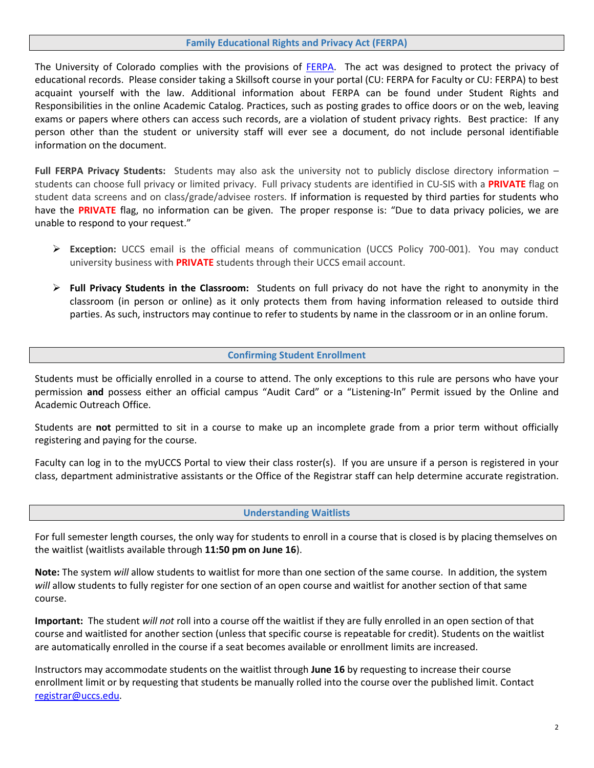## Family Educational Rights and Privacy Act (FERPA)

The University of Colorado complies with the provisions of [FERPA](FERPA). The act was designed to protect the privacy of educational records. Please consider taking a Skillsoft course in your portal (CU: FERPA for Faculty or CU: FERPA) to best acquaint yourself with the law. Additional information about FERPA can be found under Student Rights and Responsibilities in the online Academic Catalog. Practices, such as posting grades to office doors or on the web, leaving exams or papers where others can access such records, are a violation of student privacy rights. Best practice: If any person other than the student or university staff will ever see a document, do not include personal identifiable information on the document.

**Full FERPA Privacy Students:** Students may also ask the university not to publicly disclose directory information – students can choose full privacy or limited privacy. Full privacy students are identified in CU-SIS with a **PRIVATE** flag on student data screens and on class/grade/advisee rosters. If information is requested by third parties for students who have the **PRIVATE** flag, no information can be given. The proper response is: "Due to data privacy policies, we are unable to respond to your request."

- **Exception:** UCCS email is the official means of communication (UCCS Policy 700-001). You may conduct university business with **PRIVATE** students through their UCCS email account.
- **Full Privacy Students in the Classroom:** Students on full privacy do not have the right to anonymity in the classroom (in person or online) as it only protects them from having information released to outside third parties. As such, instructors may continue to refer to students by name in the classroom or in an online forum.

## Confirming Student Enrollment

Students must be officially enrolled in a course to attend. The only exceptions to this rule are persons who have your permission **and** possess either an official campus "Audit Card" or a "Listening-In" Permit issued by the Online and Academic Outreach Office.

Students are **not** permitted to sit in a course to make up an incomplete grade from a prior term without officially registering and paying for the course.

Faculty can log in to the myUCCS Portal to view their class roster(s). If you are unsure if a person is registered in your class, department administrative assistants or the Office of the Registrar staff can help determine accurate registration.

## Understanding Waitlists

For full semester length courses, the only way for students to enroll in a course that is closed is by placing themselves on the waitlist (waitlists available through **11:50 pm on June 16**).

**Note:** The system *will* allow students to waitlist for more than one section of the same course. In addition, the system *will* allow students to fully register for one section of an open course and waitlist for another section of that same course.

**Important:** The student *will not* roll into a course off the waitlist if they are fully enrolled in an open section of that course and waitlisted for another section (unless that specific course is repeatable for credit). Students on the waitlist are automatically enrolled in the course if a seat becomes available or enrollment limits are increased.

Instructors may accommodate students on the waitlist through **June 16** by requesting to increase their course enrollment limit or by requesting that students be manually rolled into the course over the published limit. Contact [registrar@uccs.edu](mailto:registrar@uccs.edu).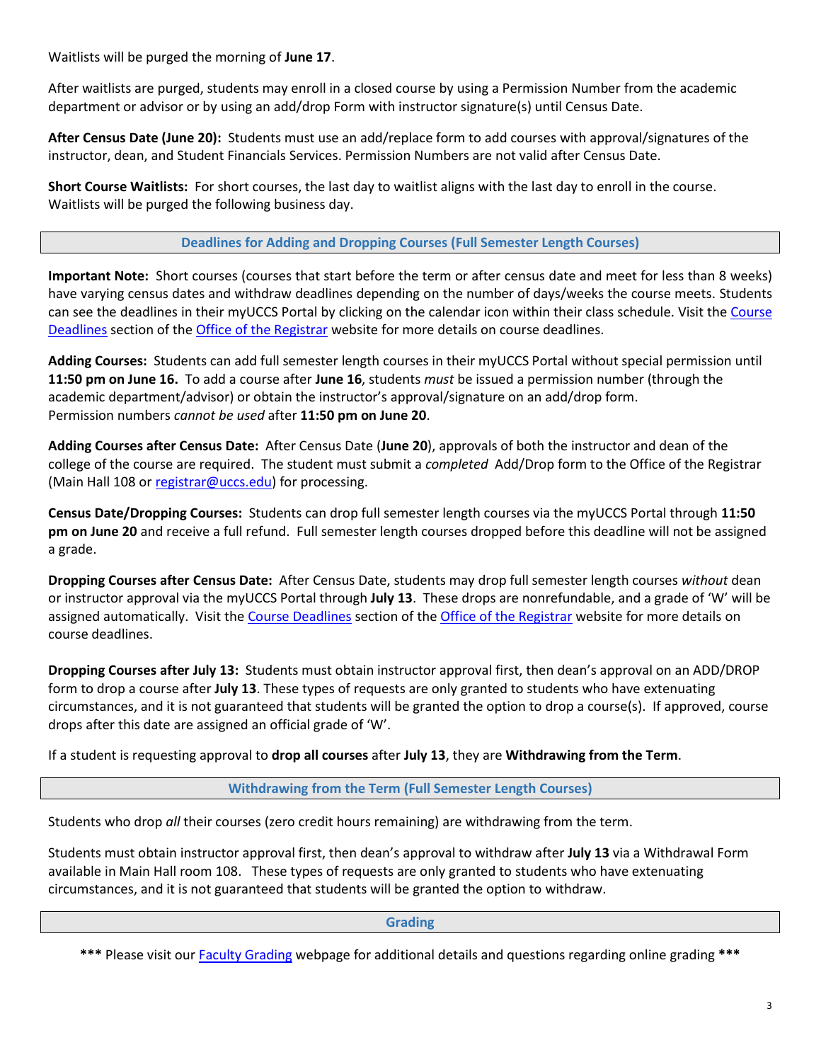Waitlists will be purged the morning of **June 17**.

After waitlists are purged, students may enroll in a closed course by using a Permission Number from the academic department or advisor or by using an add/drop Form with instructor signature(s) until Census Date.

**After Census Date (June 20):** Students must use an add/replace form to add courses with approval/signatures of the instructor, dean, and Student Financials Services. Permission Numbers are not valid after Census Date.

**Short Course Waitlists:** For short courses, the last day to waitlist aligns with the last day to enroll in the course. Waitlists will be purged the following business day.

## Deadlines for Adding and Dropping Courses (Full Semester Length Courses)

**Important Note:** Short courses (courses that start before the term or after census date and meet for less than 8 weeks) have varying census dates and withdraw deadlines depending on the number of days/weeks the course meets. Students can see the deadlines in their myUCCS Portal by clicking on the calendar icon within their class schedule. Visit the Course Deadlines section of the Office of the Registrar website for more details on course deadlines.

**Adding Courses:** Students can add full semester length courses in their myUCCS Portal without special permission until **11:50 pm on June 16.** To add a course after **June 16**, students *must* be issued a permission number (through the academic department/advisor) or obtain the instructor's approval/signature on an add/drop form. Permission numbers *cannot be used* after **11:50 pm on June 20**.

**Adding Courses after Census Date:** After Census Date (**June 20**), approvals of both the instructor and dean of the college of the course are required. The student must submit a *completed* Add/Drop form to the Office of the Registrar (Main Hall 108 or registrar@uccs.edu) for processing.

**Census Date/Dropping Courses:** Students can drop full semester length courses via the myUCCS Portal through **11:50 pm on June 20** and receive a full refund. Full semester length courses dropped before this deadline will not be assigned a grade.

**Dropping Courses after Census Date:** After Census Date, students may drop full semester length courses *without* dean or instructor approval via the myUCCS Portal through **July 13**. These drops are nonrefundable, and a grade of 'W' will be assigned automatically. Visit the Course Deadlines section of the Office of the Registrar website for more details on course deadlines.

**Dropping Courses after July 13:** Students must obtain instructor approval first, then dean's approval on an ADD/DROP form to drop a course after **July 13**. These types of requests are only granted to students who have extenuating circumstances, and it is not guaranteed that students will be granted the option to drop a course(s). If approved, course drops after this date are assigned an official grade of 'W'.

If a student is requesting approval to **drop all courses** after **July 13**, they are **Withdrawing from the Term**.

## Withdrawing from the Term (Full Semester Length Courses)

Students who drop *all* their courses (zero credit hours remaining) are withdrawing from the term.

Students must obtain instructor approval first, then dean's approval to withdraw after **July 13** via a Withdrawal Form available in Main Hall room 108. These types of requests are only granted to students who have extenuating circumstances, and it is not guaranteed that students will be granted the option to withdraw.

## Grading

*** Please visit our Faculty Grading webpage for additional details and questions regarding online grading ***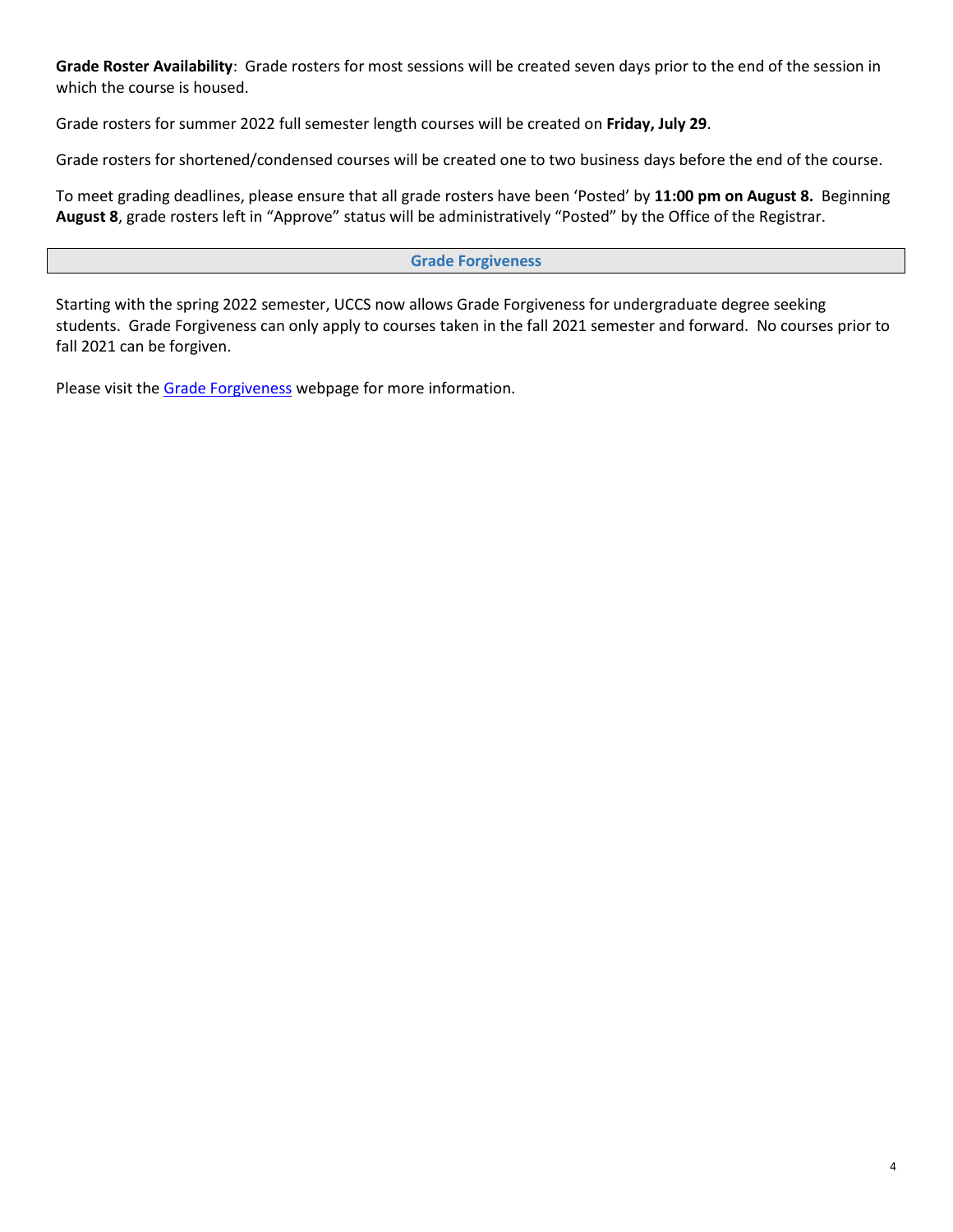**Grade Roster Availability**: Grade rosters for most sessions will be created seven days prior to the end of the session in which the course is housed.

Grade rosters for summer 2022 full semester length courses will be created on **Friday, July 29**.

Grade rosters for shortened/condensed courses will be created one to two business days before the end of the course.

To meet grading deadlines, please ensure that all grade rosters have been 'Posted' by **11:00 pm on August 8.** Beginning **August 8**, grade rosters left in "Approve" status will be administratively "Posted" by the Office of the Registrar.

## Grade Forgiveness

Starting with the spring 2022 semester, UCCS now allows Grade Forgiveness for undergraduate degree seeking students. Grade Forgiveness can only apply to courses taken in the fall 2021 semester and forward. No courses prior to fall 2021 can be forgiven.

Please visit the Grade Forgiveness webpage for more information.